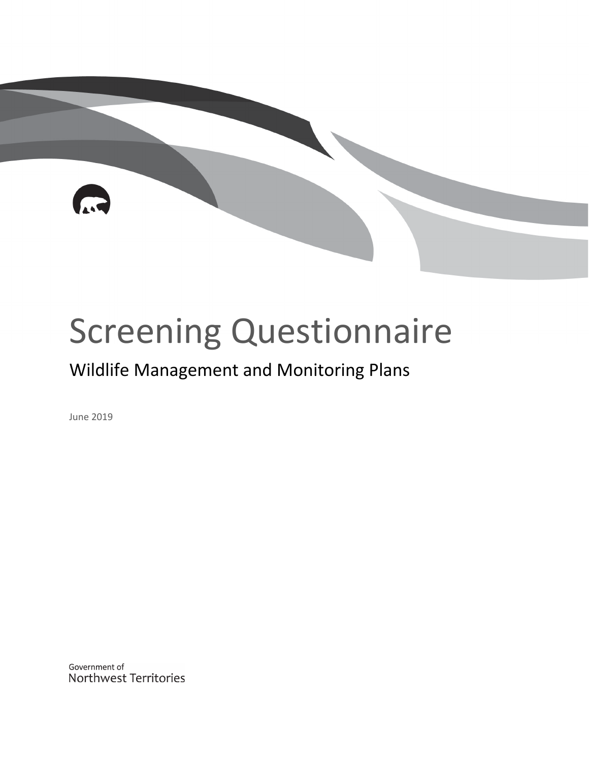# Screening Questionnaire

## Wildlife Management and Monitoring Plans

June 2019

Government of
Northwest Territories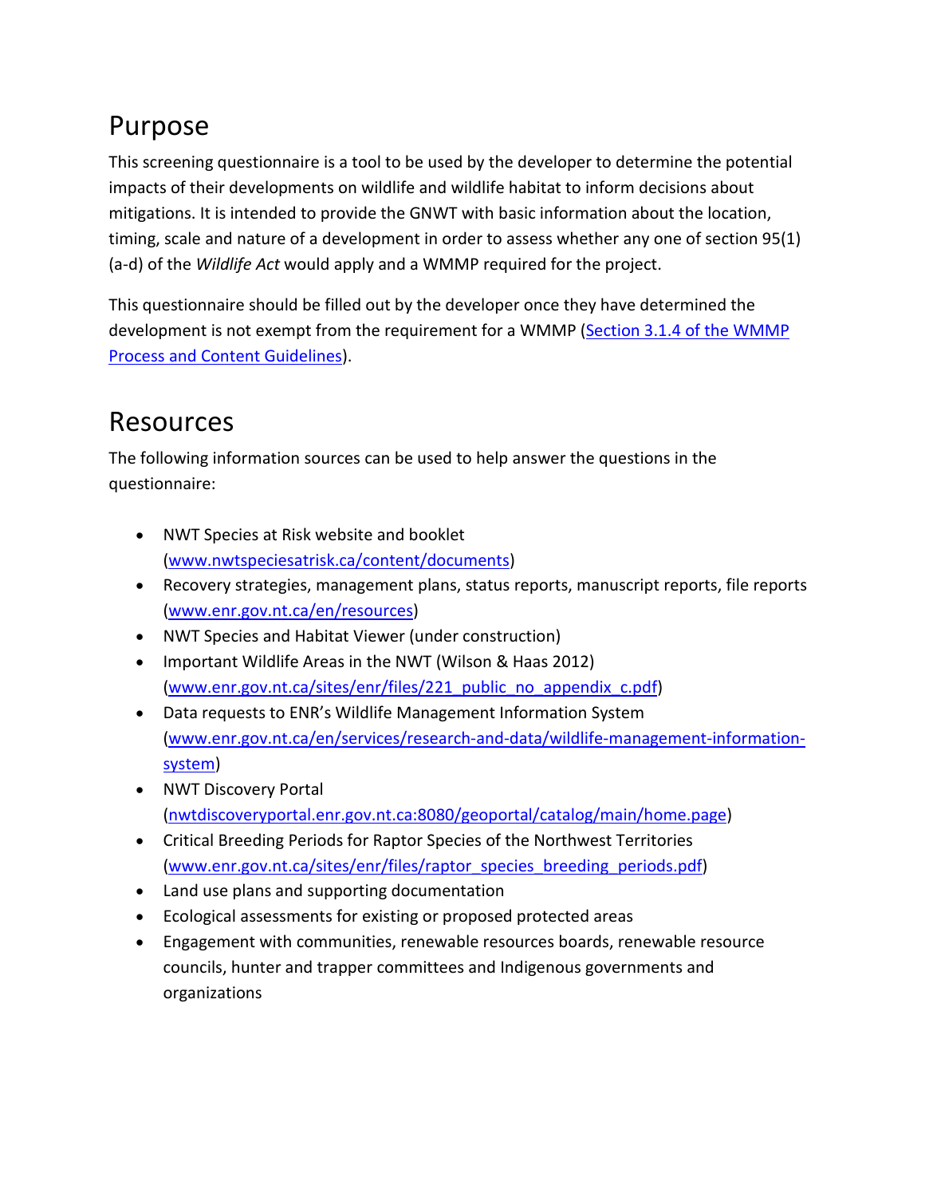# Purpose

This screening questionnaire is a tool to be used by the developer to determine the potential impacts of their developments on wildlife and wildlife habitat to inform decisions about mitigations. It is intended to provide the GNWT with basic information about the location, timing, scale and nature of a development in order to assess whether any one of section 95(1) (a-d) of the *Wildlife Act* would apply and a WMMP required for the project.

This questionnaire should be filled out by the developer once they have determined the development is not exempt from the requirement for a WMMP (Section 3.1.4 of the WMMP Process and Content Guidelines).

# Resources

The following information sources can be used to help answer the questions in the questionnaire:

- NWT Species at Risk website and booklet (www.nwtspeciesatrisk.ca/content/documents)
- Recovery strategies, management plans, status reports, manuscript reports, file reports (www.enr.gov.nt.ca/en/resources)
- NWT Species and Habitat Viewer (under construction)
- Important Wildlife Areas in the NWT (Wilson & Haas 2012) (www.enr.gov.nt.ca/sites/enr/files/221_public_no_appendix_c.pdf)
- Data requests to ENR's Wildlife Management Information System (www.enr.gov.nt.ca/en/services/research-and-data/wildlife-management-information-system)
- NWT Discovery Portal (nwtdiscoveryportal.enr.gov.nt.ca:8080/geoportal/catalog/main/home.page)
- Critical Breeding Periods for Raptor Species of the Northwest Territories (www.enr.gov.nt.ca/sites/enr/files/raptor_species_breeding_periods.pdf)
- Land use plans and supporting documentation
- Ecological assessments for existing or proposed protected areas
- Engagement with communities, renewable resources boards, renewable resource councils, hunter and trapper committees and Indigenous governments and organizations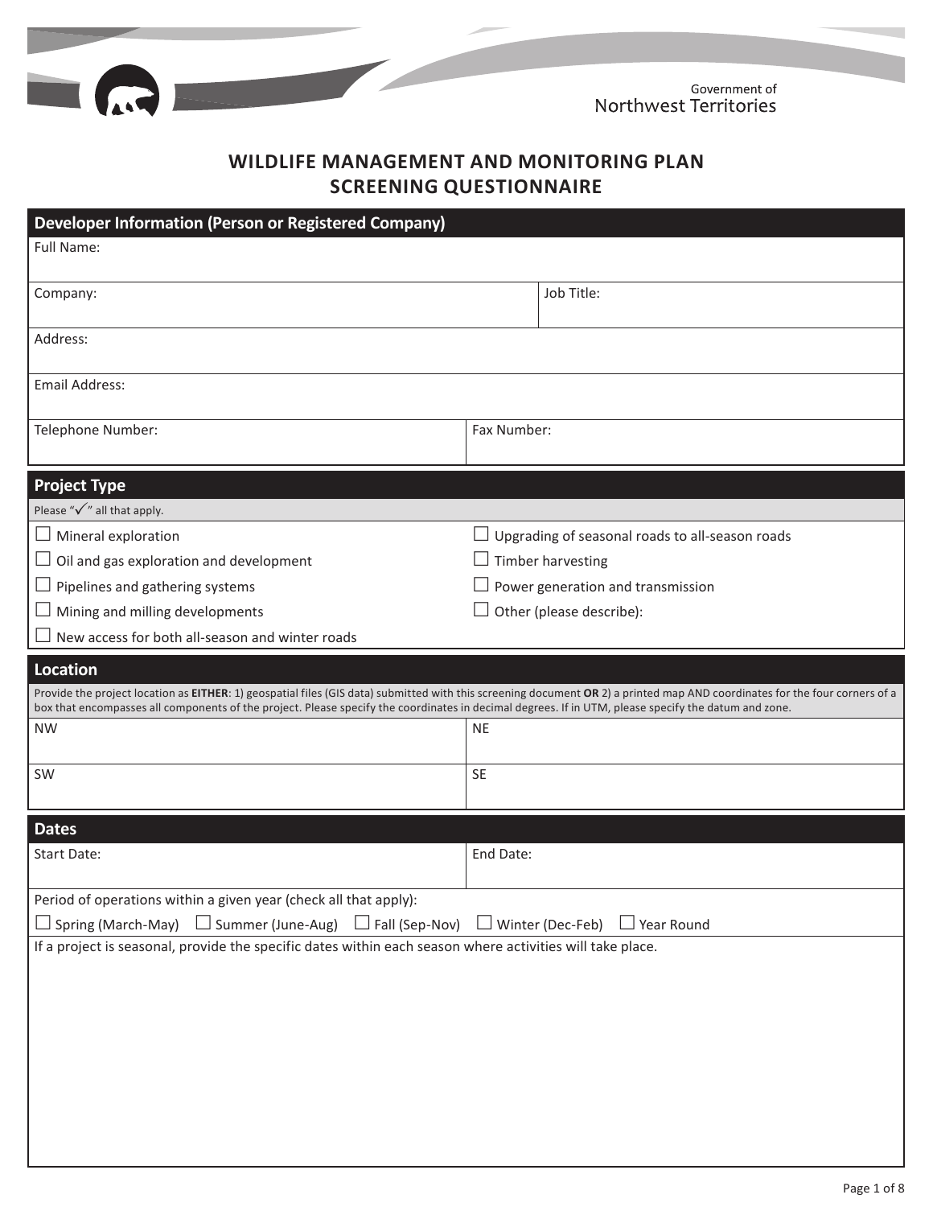Government of
Northwest Territories

# WILDLIFE MANAGEMENT AND MONITORING PLAN SCREENING QUESTIONNAIRE

## Developer Information (Person or Registered Company)

| | |
|---|---|
| Full Name: | |
| Company: | Job Title: |
| Address: | |
| Email Address: | |
| Telephone Number: | Fax Number: |

## Project Type

Please "✓" all that apply.

- ☐ Mineral exploration
- ☐ Oil and gas exploration and development
- ☐ Pipelines and gathering systems
- ☐ Mining and milling developments
- ☐ New access for both all-season and winter roads
- ☐ Upgrading of seasonal roads to all-season roads
- ☐ Timber harvesting
- ☐ Power generation and transmission
- ☐ Other (please describe):

## Location

Provide the project location as **EITHER**: 1) geospatial files (GIS data) submitted with this screening document **OR** 2) a printed map AND coordinates for the four corners of a box that encompasses all components of the project. Please specify the coordinates in decimal degrees. If in UTM, please specify the datum and zone.

| | |
|---|---|
| NW | NE |
| SW | SE |

## Dates

| | |
|---|---|
| Start Date: | End Date: |

Period of operations within a given year (check all that apply):

☐ Spring (March-May) ☐ Summer (June-Aug) ☐ Fall (Sep-Nov) ☐ Winter (Dec-Feb) ☐ Year Round

If a project is seasonal, provide the specific dates within each season where activities will take place.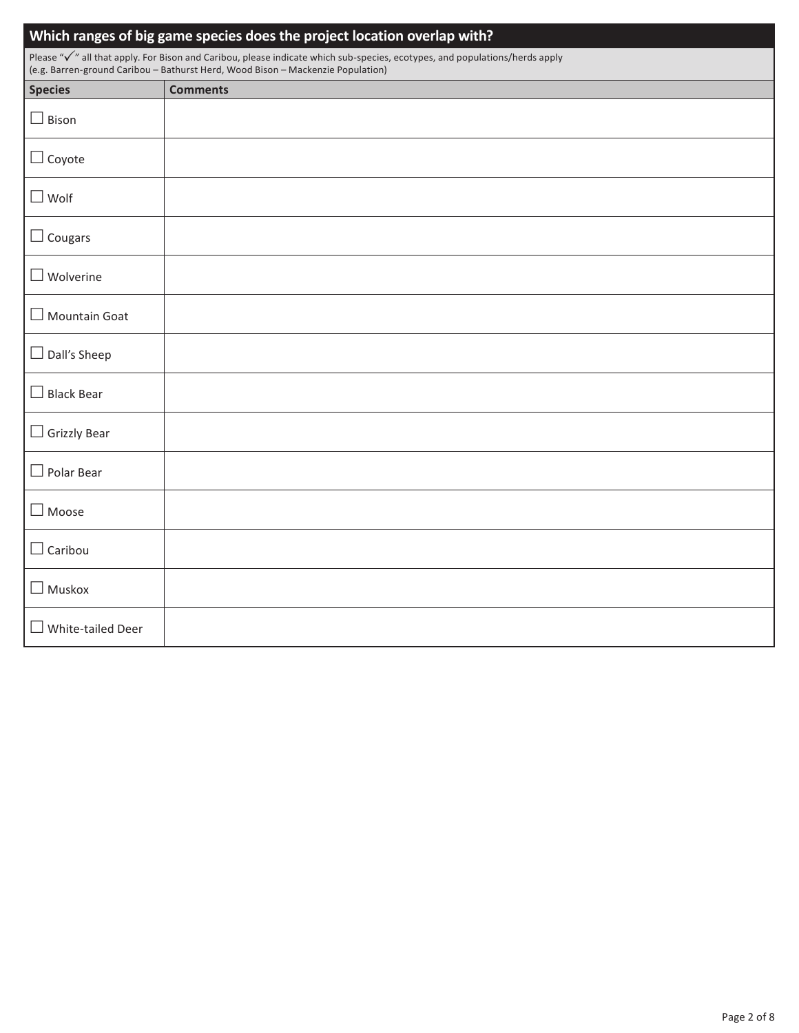## Which ranges of big game species does the project location overlap with?

Please "✓" all that apply. For Bison and Caribou, please indicate which sub-species, ecotypes, and populations/herds apply
(e.g. Barren-ground Caribou – Bathurst Herd, Wood Bison – Mackenzie Population)

| Species | Comments |
|---|---|
| ☐ Bison | |
| ☐ Coyote | |
| ☐ Wolf | |
| ☐ Cougars | |
| ☐ Wolverine | |
| ☐ Mountain Goat | |
| ☐ Dall's Sheep | |
| ☐ Black Bear | |
| ☐ Grizzly Bear | |
| ☐ Polar Bear | |
| ☐ Moose | |
| ☐ Caribou | |
| ☐ Muskox | |
| ☐ White-tailed Deer | |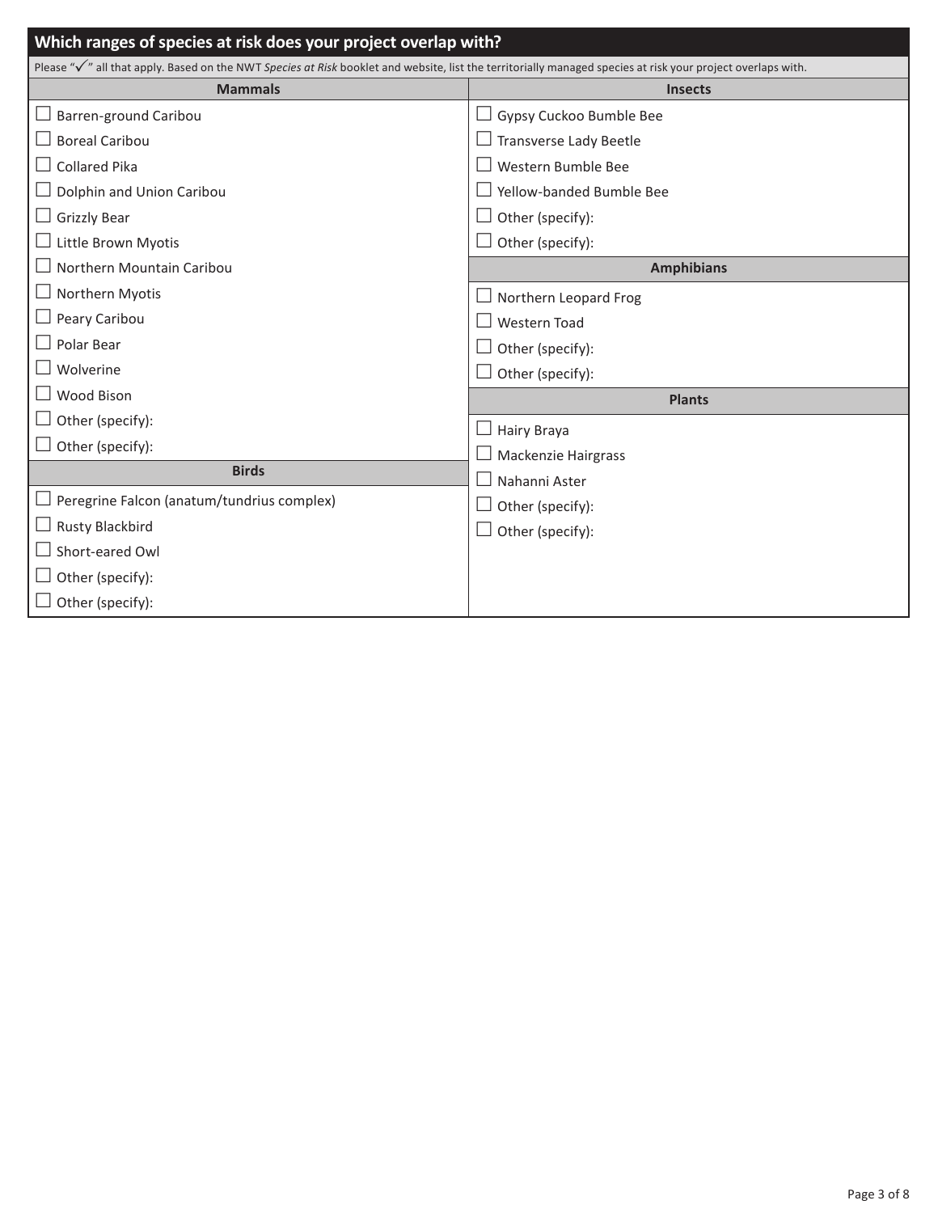## Which ranges of species at risk does your project overlap with?

Please "✓" all that apply. Based on the NWT *Species at Risk* booklet and website, list the territorially managed species at risk your project overlaps with.

### Mammals

- ☐ Barren-ground Caribou
- ☐ Boreal Caribou
- ☐ Collared Pika
- ☐ Dolphin and Union Caribou
- ☐ Grizzly Bear
- ☐ Little Brown Myotis
- ☐ Northern Mountain Caribou
- ☐ Northern Myotis
- ☐ Peary Caribou
- ☐ Polar Bear
- ☐ Wolverine
- ☐ Wood Bison
- ☐ Other (specify):
- ☐ Other (specify):

### Birds

- ☐ Peregrine Falcon (anatum/tundrius complex)
- ☐ Rusty Blackbird
- ☐ Short-eared Owl
- ☐ Other (specify):
- ☐ Other (specify):

### Insects

- ☐ Gypsy Cuckoo Bumble Bee
- ☐ Transverse Lady Beetle
- ☐ Western Bumble Bee
- ☐ Yellow-banded Bumble Bee
- ☐ Other (specify):
- ☐ Other (specify):

### Amphibians

- ☐ Northern Leopard Frog
- ☐ Western Toad
- ☐ Other (specify):
- ☐ Other (specify):

### Plants

- ☐ Hairy Braya
- ☐ Mackenzie Hairgrass
- ☐ Nahanni Aster
- ☐ Other (specify):
- ☐ Other (specify):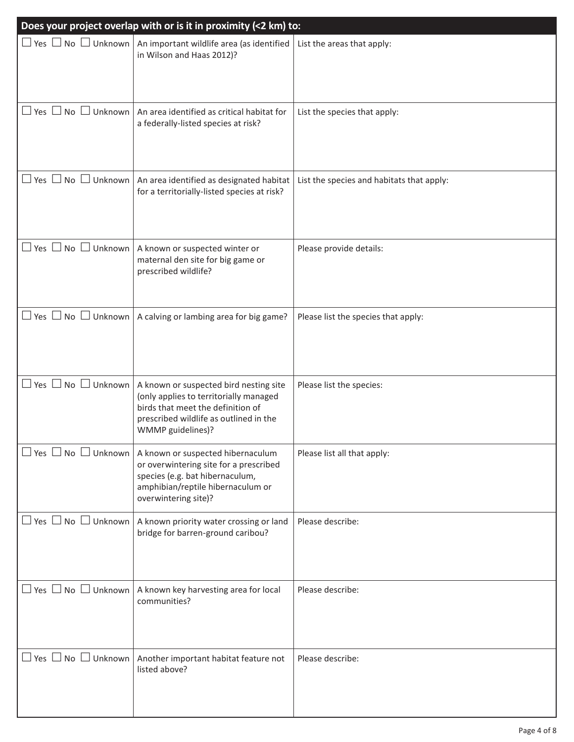| Does your project overlap with or is it in proximity (<2 km) to: | | |
|---|---|---|
| ☐ Yes ☐ No ☐ Unknown | An important wildlife area (as identified in Wilson and Haas 2012)? | List the areas that apply: |
| ☐ Yes ☐ No ☐ Unknown | An area identified as critical habitat for a federally-listed species at risk? | List the species that apply: |
| ☐ Yes ☐ No ☐ Unknown | An area identified as designated habitat for a territorially-listed species at risk? | List the species and habitats that apply: |
| ☐ Yes ☐ No ☐ Unknown | A known or suspected winter or maternal den site for big game or prescribed wildlife? | Please provide details: |
| ☐ Yes ☐ No ☐ Unknown | A calving or lambing area for big game? | Please list the species that apply: |
| ☐ Yes ☐ No ☐ Unknown | A known or suspected bird nesting site (only applies to territorially managed birds that meet the definition of prescribed wildlife as outlined in the WMMP guidelines)? | Please list the species: |
| ☐ Yes ☐ No ☐ Unknown | A known or suspected hibernaculum or overwintering site for a prescribed species (e.g. bat hibernaculum, amphibian/reptile hibernaculum or overwintering site)? | Please list all that apply: |
| ☐ Yes ☐ No ☐ Unknown | A known priority water crossing or land bridge for barren-ground caribou? | Please describe: |
| ☐ Yes ☐ No ☐ Unknown | A known key harvesting area for local communities? | Please describe: |
| ☐ Yes ☐ No ☐ Unknown | Another important habitat feature not listed above? | Please describe: |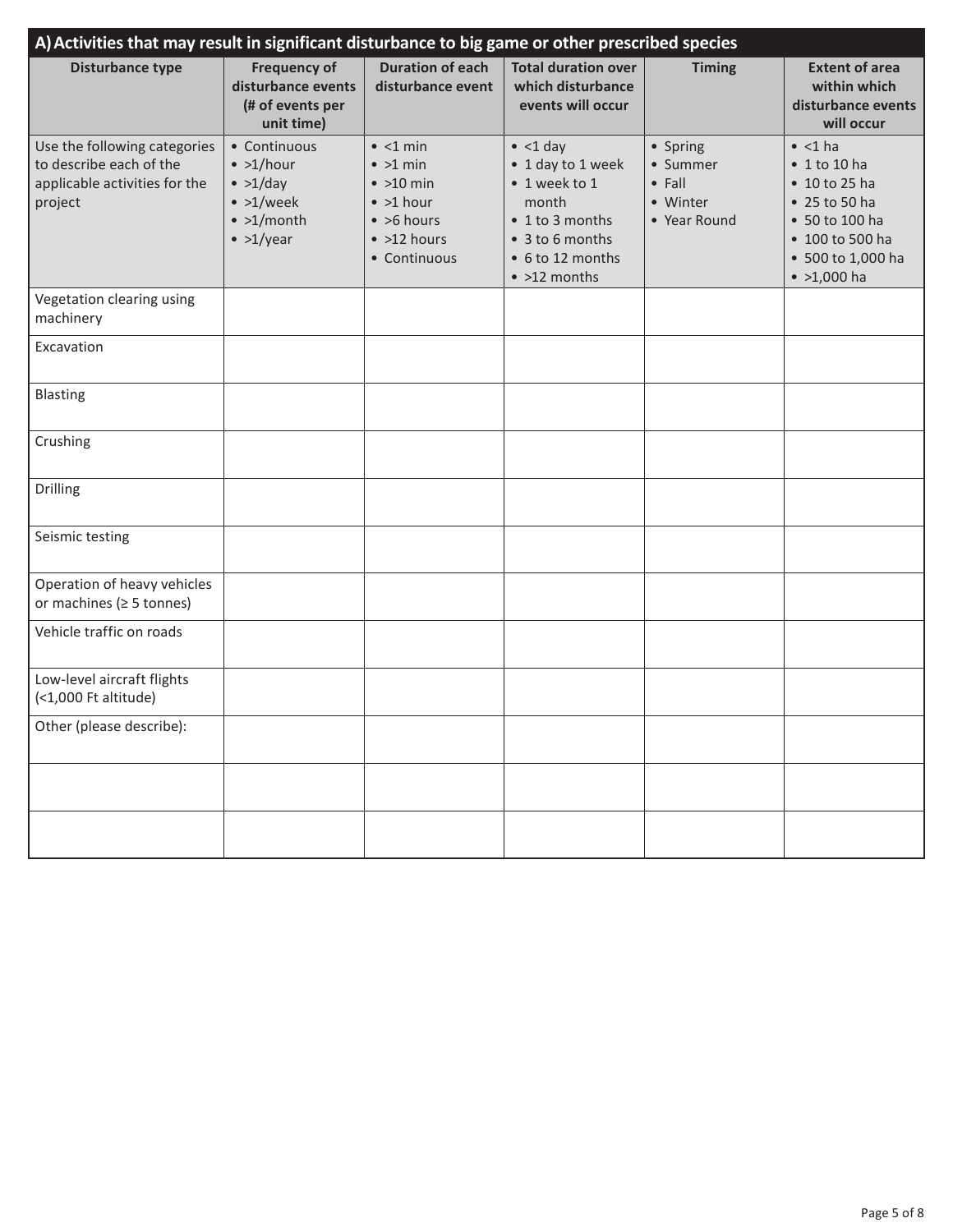## A) Activities that may result in significant disturbance to big game or other prescribed species

| Disturbance type | Frequency of disturbance events (# of events per unit time) | Duration of each disturbance event | Total duration over which disturbance events will occur | Timing | Extent of area within which disturbance events will occur |
|---|---|---|---|---|---|
| Use the following categories to describe each of the applicable activities for the project | • Continuous<br>• >1/hour<br>• >1/day<br>• >1/week<br>• >1/month<br>• >1/year | • <1 min<br>• >1 min<br>• >10 min<br>• >1 hour<br>• >6 hours<br>• >12 hours<br>• Continuous | • <1 day<br>• 1 day to 1 week<br>• 1 week to 1 month<br>• 1 to 3 months<br>• 3 to 6 months<br>• 6 to 12 months<br>• >12 months | • Spring<br>• Summer<br>• Fall<br>• Winter<br>• Year Round | • <1 ha<br>• 1 to 10 ha<br>• 10 to 25 ha<br>• 25 to 50 ha<br>• 50 to 100 ha<br>• 100 to 500 ha<br>• 500 to 1,000 ha<br>• >1,000 ha |
| Vegetation clearing using machinery | | | | | |
| Excavation | | | | | |
| Blasting | | | | | |
| Crushing | | | | | |
| Drilling | | | | | |
| Seismic testing | | | | | |
| Operation of heavy vehicles or machines (≥ 5 tonnes) | | | | | |
| Vehicle traffic on roads | | | | | |
| Low-level aircraft flights (<1,000 Ft altitude) | | | | | |
| Other (please describe): | | | | | |
| | | | | | |
| | | | | | |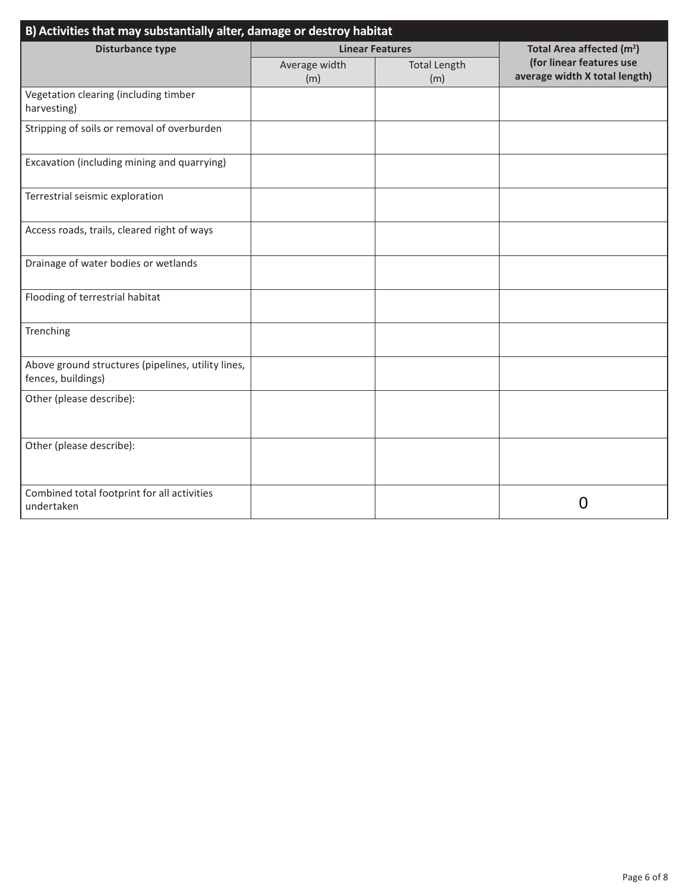## B) Activities that may substantially alter, damage or destroy habitat

| Disturbance type | Linear Features | | Total Area affected ($m^2$) (for linear features use average width X total length) |
|---|---|---|---|
| | Average width (m) | Total Length (m) | |
| Vegetation clearing (including timber harvesting) | | | |
| Stripping of soils or removal of overburden | | | |
| Excavation (including mining and quarrying) | | | |
| Terrestrial seismic exploration | | | |
| Access roads, trails, cleared right of ways | | | |
| Drainage of water bodies or wetlands | | | |
| Flooding of terrestrial habitat | | | |
| Trenching | | | |
| Above ground structures (pipelines, utility lines, fences, buildings) | | | |
| Other (please describe): | | | |
| Other (please describe): | | | |
| Combined total footprint for all activities undertaken | | | 0 |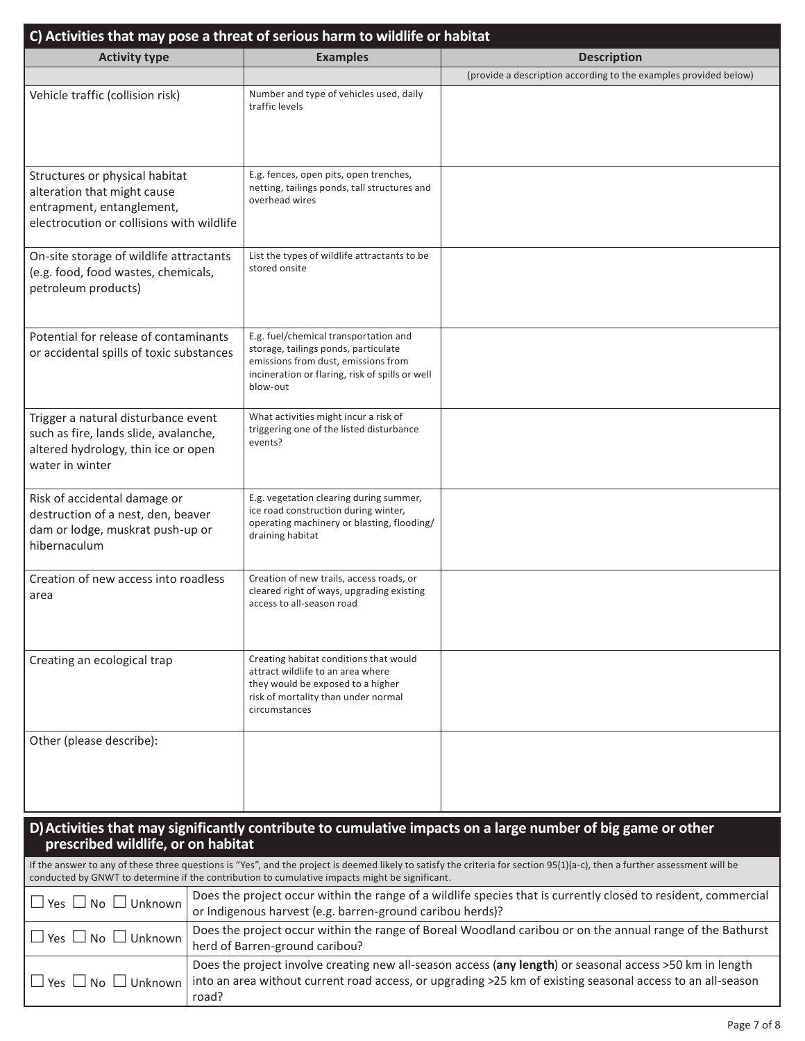## C) Activities that may pose a threat of serious harm to wildlife or habitat

| Activity type | Examples | Description |
| --- | --- | --- |
| | | (provide a description according to the examples provided below) |
| Vehicle traffic (collision risk) | Number and type of vehicles used, daily traffic levels | |
| Structures or physical habitat alteration that might cause entrapment, entanglement, electrocution or collisions with wildlife | E.g. fences, open pits, open trenches, netting, tailings ponds, tall structures and overhead wires | |
| On-site storage of wildlife attractants (e.g. food, food wastes, chemicals, petroleum products) | List the types of wildlife attractants to be stored onsite | |
| Potential for release of contaminants or accidental spills of toxic substances | E.g. fuel/chemical transportation and storage, tailings ponds, particulate emissions from dust, emissions from incineration or flaring, risk of spills or well blow-out | |
| Trigger a natural disturbance event such as fire, lands slide, avalanche, altered hydrology, thin ice or open water in winter | What activities might incur a risk of triggering one of the listed disturbance events? | |
| Risk of accidental damage or destruction of a nest, den, beaver dam or lodge, muskrat push-up or hibernaculum | E.g. vegetation clearing during summer, ice road construction during winter, operating machinery or blasting, flooding/draining habitat | |
| Creation of new access into roadless area | Creation of new trails, access roads, or cleared right of ways, upgrading existing access to all-season road | |
| Creating an ecological trap | Creating habitat conditions that would attract wildlife to an area where they would be exposed to a higher risk of mortality than under normal circumstances | |
| Other (please describe): | | |

## D) Activities that may significantly contribute to cumulative impacts on a large number of big game or other prescribed wildlife, or on habitat

If the answer to any of these three questions is "Yes", and the project is deemed likely to satisfy the criteria for section 95(1)(a-c), then a further assessment will be conducted by GNWT to determine if the contribution to cumulative impacts might be significant.

| | |
| --- | --- |
| ☐ Yes ☐ No ☐ Unknown | Does the project occur within the range of a wildlife species that is currently closed to resident, commercial or Indigenous harvest (e.g. barren-ground caribou herds)? |
| ☐ Yes ☐ No ☐ Unknown | Does the project occur within the range of Boreal Woodland caribou or on the annual range of the Bathurst herd of Barren-ground caribou? |
| ☐ Yes ☐ No ☐ Unknown | Does the project involve creating new all-season access (**any length**) or seasonal access >50 km in length into an area without current road access, or upgrading >25 km of existing seasonal access to an all-season road? |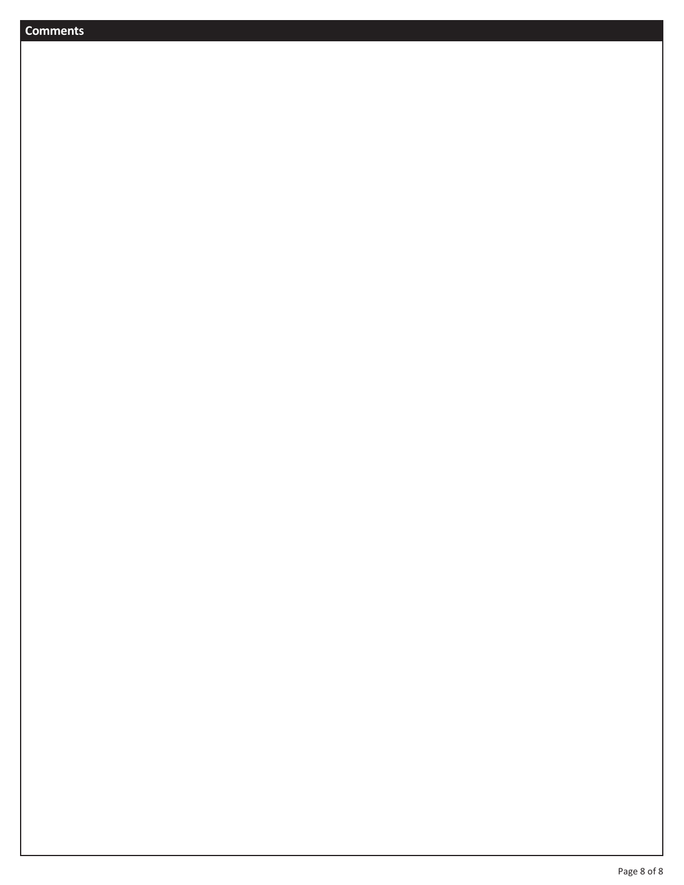## Comments